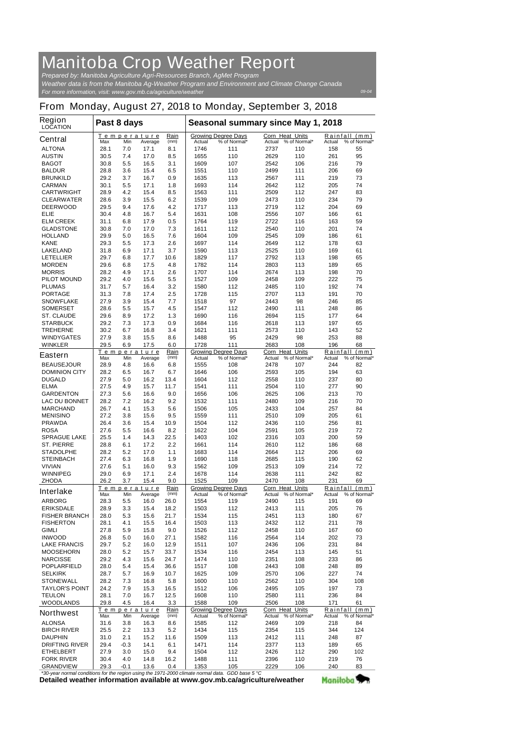# Manitoba Crop Weather Report

*Prepared by: Manitoba Agriculture Agri-Resources Branch, AgMet Program*
*Weather data is from the Manitoba Ag-Weather Program and Environment and Climate Change Canada*
*For more information, visit: www.gov.mb.ca/agriculture/weather*

09-04

## From Monday, August 27, 2018 to Monday, September 3, 2018

| Region LOCATION | Past 8 days | | | | Seasonal summary since May 1, 2018 | | | | | |
|---|---|---|---|---|---|---|---|---|---|---|
| **Central** | Temperature Max | Min | Average | Rain (mm) | Growing Degree Days Actual | % of Normal* | Corn Heat Units Actual | % of Normal* | Rainfall (mm) Actual | % of Normal* |
| ALTONA | 28.1 | 7.0 | 17.1 | 8.1 | 1746 | 111 | 2737 | 110 | 158 | 55 |
| AUSTIN | 30.5 | 7.4 | 17.0 | 8.5 | 1655 | 110 | 2629 | 110 | 261 | 95 |
| BAGOT | 30.8 | 5.5 | 16.5 | 3.1 | 1609 | 107 | 2542 | 106 | 216 | 79 |
| BALDUR | 28.8 | 3.6 | 15.4 | 6.5 | 1551 | 110 | 2499 | 111 | 206 | 69 |
| BRUNKILD | 29.2 | 3.7 | 16.7 | 0.9 | 1635 | 113 | 2567 | 111 | 219 | 73 |
| CARMAN | 30.1 | 5.5 | 17.1 | 1.8 | 1693 | 114 | 2642 | 112 | 205 | 74 |
| CARTWRIGHT | 28.9 | 4.2 | 15.4 | 8.5 | 1563 | 111 | 2509 | 112 | 247 | 83 |
| CLEARWATER | 28.6 | 3.9 | 15.5 | 6.2 | 1539 | 109 | 2473 | 110 | 234 | 79 |
| DEERWOOD | 29.5 | 9.4 | 17.6 | 4.2 | 1717 | 113 | 2719 | 112 | 204 | 69 |
| ELIE | 30.4 | 4.8 | 16.7 | 5.4 | 1631 | 108 | 2556 | 107 | 166 | 61 |
| ELM CREEK | 31.1 | 6.8 | 17.9 | 0.5 | 1764 | 119 | 2722 | 116 | 163 | 59 |
| GLADSTONE | 30.8 | 7.0 | 17.0 | 7.3 | 1611 | 112 | 2540 | 110 | 201 | 74 |
| HOLLAND | 29.9 | 5.0 | 16.5 | 7.6 | 1604 | 109 | 2545 | 109 | 186 | 61 |
| KANE | 29.3 | 5.5 | 17.3 | 2.6 | 1697 | 114 | 2649 | 112 | 178 | 63 |
| LAKELAND | 31.8 | 6.9 | 17.1 | 3.7 | 1590 | 113 | 2525 | 110 | 169 | 61 |
| LETELLIER | 29.7 | 6.8 | 17.7 | 10.6 | 1829 | 117 | 2792 | 113 | 198 | 65 |
| MORDEN | 29.6 | 6.8 | 17.5 | 4.8 | 1782 | 114 | 2803 | 113 | 189 | 65 |
| MORRIS | 28.2 | 4.9 | 17.1 | 2.6 | 1707 | 114 | 2674 | 113 | 198 | 70 |
| PILOT MOUND | 29.2 | 4.0 | 15.6 | 5.5 | 1527 | 109 | 2458 | 109 | 222 | 75 |
| PLUMAS | 31.7 | 5.7 | 16.4 | 3.2 | 1580 | 112 | 2485 | 110 | 192 | 74 |
| PORTAGE | 31.3 | 7.8 | 17.4 | 2.5 | 1728 | 115 | 2707 | 113 | 191 | 70 |
| SNOWFLAKE | 27.9 | 3.9 | 15.4 | 7.7 | 1518 | 97 | 2443 | 98 | 246 | 85 |
| SOMERSET | 28.6 | 5.5 | 15.7 | 4.5 | 1547 | 112 | 2490 | 111 | 248 | 86 |
| ST. CLAUDE | 29.6 | 8.9 | 17.2 | 1.3 | 1690 | 116 | 2694 | 115 | 177 | 64 |
| STARBUCK | 29.2 | 7.3 | 17.3 | 0.9 | 1684 | 116 | 2618 | 113 | 197 | 65 |
| TREHERNE | 30.2 | 6.7 | 16.8 | 3.4 | 1621 | 111 | 2573 | 110 | 143 | 52 |
| WINDYGATES | 27.9 | 3.8 | 15.5 | 8.6 | 1488 | 95 | 2429 | 98 | 253 | 88 |
| WINKLER | 29.5 | 6.9 | 17.5 | 6.0 | 1728 | 111 | 2683 | 108 | 196 | 68 |
| **Eastern** | Temperature Max | Min | Average | Rain (mm) | Growing Degree Days Actual | % of Normal* | Corn Heat Units Actual | % of Normal* | Rainfall (mm) Actual | % of Normal* |
| BEAUSEJOUR | 28.9 | 4.8 | 16.6 | 6.8 | 1555 | 108 | 2478 | 107 | 244 | 82 |
| DOMINION CITY | 28.2 | 6.5 | 16.7 | 6.7 | 1646 | 106 | 2593 | 105 | 194 | 63 |
| DUGALD | 27.9 | 5.0 | 16.2 | 13.4 | 1604 | 112 | 2558 | 110 | 237 | 80 |
| ELMA | 27.5 | 4.9 | 15.7 | 11.7 | 1541 | 111 | 2504 | 110 | 277 | 90 |
| GARDENTON | 27.3 | 5.6 | 16.6 | 9.0 | 1656 | 106 | 2625 | 106 | 213 | 70 |
| LAC DU BONNET | 28.2 | 7.2 | 16.2 | 9.2 | 1532 | 111 | 2480 | 109 | 216 | 70 |
| MARCHAND | 26.7 | 4.1 | 15.3 | 5.6 | 1506 | 105 | 2433 | 104 | 257 | 84 |
| MENISINO | 27.2 | 3.8 | 15.6 | 9.5 | 1559 | 111 | 2510 | 109 | 205 | 61 |
| PRAWDA | 26.4 | 3.6 | 15.4 | 10.9 | 1504 | 112 | 2436 | 110 | 256 | 81 |
| ROSA | 27.6 | 5.5 | 16.6 | 8.2 | 1622 | 104 | 2591 | 105 | 219 | 72 |
| SPRAGUE LAKE | 25.5 | 1.4 | 14.3 | 22.5 | 1403 | 102 | 2316 | 103 | 200 | 59 |
| ST. PIERRE | 28.8 | 6.1 | 17.2 | 2.2 | 1661 | 114 | 2610 | 112 | 186 | 68 |
| STADOLPHE | 28.2 | 5.2 | 17.0 | 1.1 | 1683 | 114 | 2664 | 112 | 206 | 69 |
| STEINBACH | 27.4 | 6.3 | 16.8 | 1.9 | 1690 | 118 | 2685 | 115 | 190 | 62 |
| VIVIAN | 27.6 | 5.1 | 16.0 | 9.3 | 1562 | 109 | 2513 | 109 | 214 | 72 |
| WINNIPEG | 29.0 | 6.9 | 17.1 | 2.4 | 1678 | 114 | 2638 | 111 | 242 | 82 |
| ZHODA | 26.2 | 3.7 | 15.4 | 9.0 | 1525 | 109 | 2470 | 108 | 231 | 69 |
| **Interlake** | Temperature Max | Min | Average | Rain (mm) | Growing Degree Days Actual | % of Normal* | Corn Heat Units Actual | % of Normal* | Rainfall (mm) Actual | % of Normal* |
| ARBORG | 28.3 | 5.5 | 16.0 | 26.0 | 1554 | 119 | 2490 | 115 | 191 | 69 |
| ERIKSDALE | 28.9 | 3.3 | 15.4 | 18.2 | 1503 | 112 | 2413 | 111 | 205 | 76 |
| FISHER BRANCH | 28.0 | 5.3 | 15.6 | 21.7 | 1534 | 115 | 2451 | 113 | 180 | 67 |
| FISHERTON | 28.1 | 4.1 | 15.5 | 16.4 | 1503 | 113 | 2432 | 112 | 211 | 78 |
| GIMLI | 27.8 | 5.9 | 15.8 | 9.0 | 1526 | 112 | 2458 | 110 | 167 | 60 |
| INWOOD | 26.8 | 5.0 | 16.0 | 27.1 | 1582 | 116 | 2564 | 114 | 202 | 73 |
| LAKE FRANCIS | 29.7 | 5.2 | 16.0 | 12.9 | 1511 | 107 | 2436 | 106 | 231 | 84 |
| MOOSEHORN | 28.0 | 5.2 | 15.7 | 33.7 | 1534 | 116 | 2454 | 113 | 145 | 51 |
| NARCISSE | 29.2 | 4.3 | 15.6 | 24.7 | 1474 | 110 | 2351 | 108 | 233 | 86 |
| POPLARFIELD | 28.0 | 5.4 | 15.4 | 36.6 | 1517 | 108 | 2443 | 108 | 248 | 89 |
| SELKIRK | 28.7 | 5.7 | 16.9 | 10.7 | 1625 | 109 | 2570 | 106 | 227 | 74 |
| STONEWALL | 28.2 | 7.3 | 16.8 | 5.8 | 1600 | 110 | 2562 | 110 | 304 | 108 |
| TAYLOR'S POINT | 24.2 | 7.9 | 15.3 | 16.5 | 1512 | 106 | 2495 | 105 | 197 | 73 |
| TEULON | 28.1 | 7.0 | 16.7 | 12.5 | 1608 | 110 | 2580 | 111 | 236 | 84 |
| WOODLANDS | 29.8 | 4.5 | 16.4 | 3.3 | 1588 | 109 | 2506 | 108 | 171 | 61 |
| **Northwest** | Temperature Max | Min | Average | Rain (mm) | Growing Degree Days Actual | % of Normal* | Corn Heat Units Actual | % of Normal* | Rainfall (mm) Actual | % of Normal* |
| ALONSA | 31.6 | 3.8 | 16.3 | 8.6 | 1585 | 112 | 2469 | 109 | 218 | 84 |
| BIRCH RIVER | 25.5 | 2.2 | 13.3 | 5.2 | 1434 | 115 | 2354 | 115 | 344 | 124 |
| DAUPHIN | 31.0 | 2.1 | 15.2 | 11.6 | 1509 | 113 | 2412 | 111 | 248 | 87 |
| DRIFTING RIVER | 29.4 | -0.3 | 14.1 | 6.1 | 1471 | 114 | 2377 | 113 | 189 | 65 |
| ETHELBERT | 27.9 | 3.0 | 15.0 | 9.4 | 1504 | 112 | 2426 | 112 | 290 | 102 |
| FORK RIVER | 30.4 | 4.0 | 14.8 | 16.2 | 1488 | 111 | 2396 | 110 | 219 | 76 |
| GRANDVIEW | 29.3 | -0.1 | 13.6 | 0.4 | 1353 | 105 | 2229 | 106 | 240 | 83 |

*\*30-year normal conditions for the region using the 1971-2000 climate normal data. GDD base 5 °C*

**Detailed weather information available at www.gov.mb.ca/agriculture/weather**

Manitoba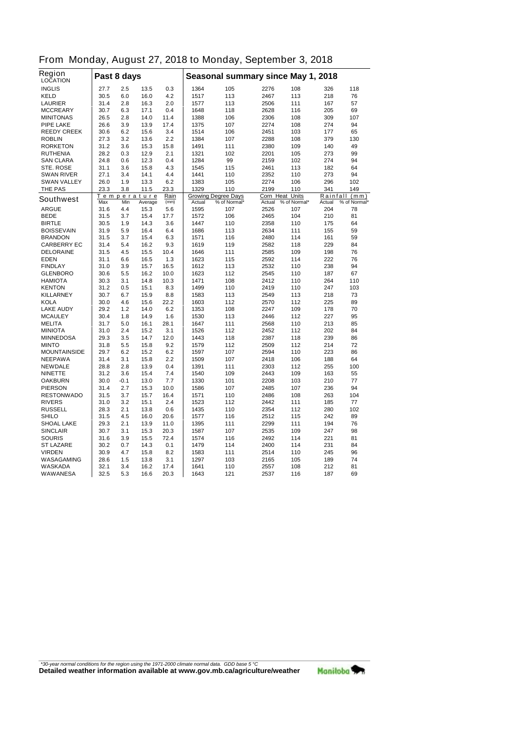## From Monday, August 27, 2018 to Monday, September 3, 2018

| Region LOCATION | Past 8 days | | | | Seasonal summary since May 1, 2018 | | | | | |
|---|---|---|---|---|---|---|---|---|---|---|
| INGLIS | 27.7 | 2.5 | 13.5 | 0.3 | 1364 | 105 | 2276 | 108 | 326 | 118 |
| KELD | 30.5 | 6.0 | 16.0 | 4.2 | 1517 | 113 | 2467 | 113 | 218 | 76 |
| LAURIER | 31.4 | 2.8 | 16.3 | 2.0 | 1577 | 113 | 2506 | 111 | 167 | 57 |
| MCCREARY | 30.7 | 6.3 | 17.1 | 0.4 | 1648 | 118 | 2628 | 116 | 205 | 69 |
| MINITONAS | 26.5 | 2.8 | 14.0 | 11.4 | 1388 | 106 | 2306 | 108 | 309 | 107 |
| PIPE LAKE | 26.6 | 3.9 | 13.9 | 17.4 | 1375 | 107 | 2274 | 108 | 274 | 94 |
| REEDY CREEK | 30.6 | 6.2 | 15.6 | 3.4 | 1514 | 106 | 2451 | 103 | 177 | 65 |
| ROBLIN | 27.3 | 3.2 | 13.6 | 2.2 | 1384 | 107 | 2288 | 108 | 379 | 130 |
| RORKETON | 31.2 | 3.6 | 15.3 | 15.8 | 1491 | 111 | 2380 | 109 | 140 | 49 |
| RUTHENIA | 28.2 | 0.3 | 12.9 | 2.1 | 1321 | 102 | 2201 | 105 | 273 | 99 |
| SAN CLARA | 24.8 | 0.6 | 12.3 | 0.4 | 1284 | 99 | 2159 | 102 | 274 | 94 |
| STE. ROSE | 31.1 | 3.6 | 15.8 | 4.3 | 1545 | 115 | 2461 | 113 | 182 | 64 |
| SWAN RIVER | 27.1 | 3.4 | 14.1 | 4.4 | 1441 | 110 | 2352 | 110 | 273 | 94 |
| SWAN VALLEY | 26.0 | 1.9 | 13.3 | 6.2 | 1383 | 105 | 2274 | 106 | 296 | 102 |
| THE PAS | 23.3 | 3.8 | 11.5 | 23.3 | 1329 | 110 | 2199 | 110 | 341 | 149 |
| **Southwest** | Temperature Max | Min | Average | Rain (mm) | Growing Degree Days Actual | % of Normal* | Corn Heat Units Actual | % of Normal* | Rainfall (mm) Actual | % of Normal* |
| ARGUE | 31.6 | 4.4 | 15.3 | 5.6 | 1595 | 107 | 2526 | 107 | 204 | 78 |
| BEDE | 31.5 | 3.7 | 15.4 | 17.7 | 1572 | 106 | 2465 | 104 | 210 | 81 |
| BIRTLE | 30.5 | 1.9 | 14.3 | 3.6 | 1447 | 110 | 2358 | 110 | 175 | 64 |
| BOISSEVAIN | 31.9 | 5.9 | 16.4 | 6.4 | 1686 | 113 | 2634 | 111 | 155 | 59 |
| BRANDON | 31.5 | 3.7 | 15.4 | 6.3 | 1571 | 116 | 2480 | 114 | 161 | 59 |
| CARBERRY EC | 31.4 | 5.4 | 16.2 | 9.3 | 1619 | 119 | 2582 | 118 | 229 | 84 |
| DELORAINE | 31.5 | 4.5 | 15.5 | 10.4 | 1646 | 111 | 2585 | 109 | 198 | 76 |
| EDEN | 31.1 | 6.6 | 16.5 | 1.3 | 1623 | 115 | 2592 | 114 | 222 | 76 |
| FINDLAY | 31.0 | 3.9 | 15.7 | 16.5 | 1612 | 113 | 2532 | 110 | 238 | 94 |
| GLENBORO | 30.6 | 5.5 | 16.2 | 10.0 | 1623 | 112 | 2545 | 110 | 187 | 67 |
| HAMIOTA | 30.3 | 3.1 | 14.8 | 10.3 | 1471 | 108 | 2412 | 110 | 264 | 110 |
| KENTON | 31.2 | 0.5 | 15.1 | 8.3 | 1499 | 110 | 2419 | 110 | 247 | 103 |
| KILLARNEY | 30.7 | 6.7 | 15.9 | 8.8 | 1583 | 113 | 2549 | 113 | 218 | 73 |
| KOLA | 30.0 | 4.6 | 15.6 | 22.2 | 1603 | 112 | 2570 | 112 | 225 | 89 |
| LAKE AUDY | 29.2 | 1.2 | 14.0 | 6.2 | 1353 | 108 | 2247 | 109 | 178 | 70 |
| MCAULEY | 30.4 | 1.8 | 14.9 | 1.6 | 1530 | 113 | 2446 | 112 | 227 | 95 |
| MELITA | 31.7 | 5.0 | 16.1 | 28.1 | 1647 | 111 | 2568 | 110 | 213 | 85 |
| MINIOTA | 31.0 | 2.4 | 15.2 | 3.1 | 1526 | 112 | 2452 | 112 | 202 | 84 |
| MINNEDOSA | 29.3 | 3.5 | 14.7 | 12.0 | 1443 | 118 | 2387 | 118 | 239 | 86 |
| MINTO | 31.8 | 5.5 | 15.8 | 9.2 | 1579 | 112 | 2509 | 112 | 214 | 72 |
| MOUNTAINSIDE | 29.7 | 6.2 | 15.2 | 6.2 | 1597 | 107 | 2594 | 110 | 223 | 86 |
| NEEPAWA | 31.4 | 3.1 | 15.8 | 2.2 | 1509 | 107 | 2418 | 106 | 188 | 64 |
| NEWDALE | 28.8 | 2.8 | 13.9 | 0.4 | 1391 | 111 | 2303 | 112 | 255 | 100 |
| NINETTE | 31.2 | 3.6 | 15.4 | 7.4 | 1540 | 109 | 2443 | 109 | 163 | 55 |
| OAKBURN | 30.0 | -0.1 | 13.0 | 7.7 | 1330 | 101 | 2208 | 103 | 210 | 77 |
| PIERSON | 31.4 | 2.7 | 15.3 | 10.0 | 1586 | 107 | 2485 | 107 | 236 | 94 |
| RESTONWADO | 31.5 | 3.7 | 15.7 | 16.4 | 1571 | 110 | 2486 | 108 | 263 | 104 |
| RIVERS | 31.0 | 3.2 | 15.1 | 2.4 | 1523 | 112 | 2442 | 111 | 185 | 77 |
| RUSSELL | 28.3 | 2.1 | 13.8 | 0.6 | 1435 | 110 | 2354 | 112 | 280 | 102 |
| SHILO | 31.5 | 4.5 | 16.0 | 20.6 | 1577 | 116 | 2512 | 115 | 242 | 89 |
| SHOAL LAKE | 29.3 | 2.1 | 13.9 | 11.0 | 1395 | 111 | 2299 | 111 | 194 | 76 |
| SINCLAIR | 30.7 | 3.1 | 15.3 | 20.3 | 1587 | 107 | 2535 | 109 | 247 | 98 |
| SOURIS | 31.6 | 3.9 | 15.5 | 72.4 | 1574 | 116 | 2492 | 114 | 221 | 81 |
| ST LAZARE | 30.2 | 0.7 | 14.3 | 0.1 | 1479 | 114 | 2400 | 114 | 231 | 84 |
| VIRDEN | 30.9 | 4.7 | 15.8 | 8.2 | 1583 | 111 | 2514 | 110 | 245 | 96 |
| WASAGAMING | 28.6 | 1.5 | 13.8 | 3.1 | 1297 | 103 | 2165 | 105 | 189 | 74 |
| WASKADA | 32.1 | 3.4 | 16.2 | 17.4 | 1641 | 110 | 2557 | 108 | 212 | 81 |
| WAWANESA | 32.5 | 5.3 | 16.6 | 20.3 | 1643 | 121 | 2537 | 116 | 187 | 69 |

*30-year normal conditions for the region using the 1971-2000 climate normal data. GDD base 5 °C

**Detailed weather information available at www.gov.mb.ca/agriculture/weather**

Manitoba